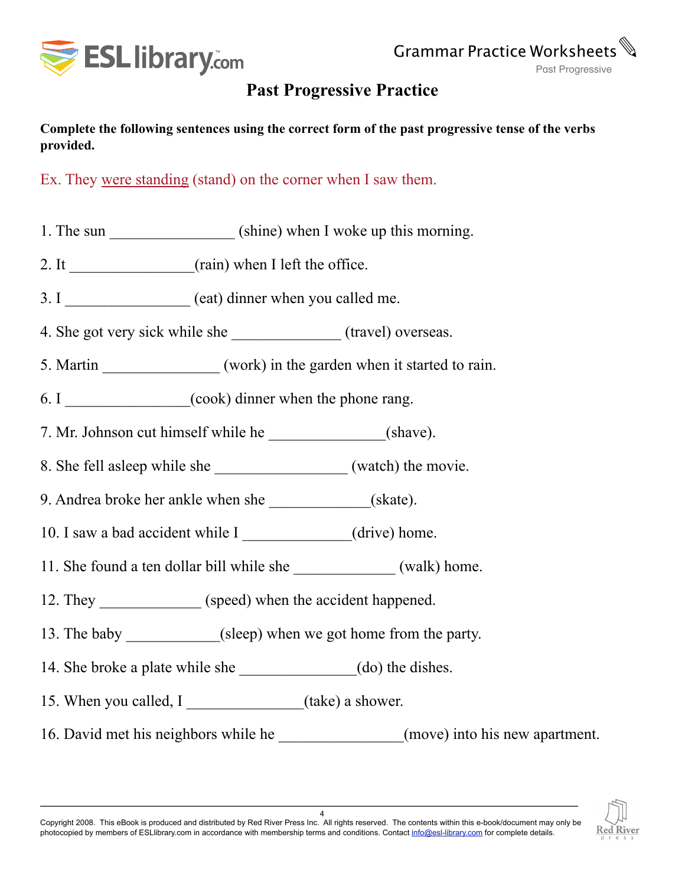# Past Progressive Practice

**Complete the following sentences using the correct form of the past progressive tense of the verbs provided.**

Ex. They were standing (stand) on the corner when I saw them.

1. The sun ________________ (shine) when I woke up this morning.
2. It ________________(rain) when I left the office.
3. I ________________ (eat) dinner when you called me.
4. She got very sick while she ______________ (travel) overseas.
5. Martin _______________ (work) in the garden when it started to rain.
6. I ________________(cook) dinner when the phone rang.
7. Mr. Johnson cut himself while he _______________(shave).
8. She fell asleep while she _________________ (watch) the movie.
9. Andrea broke her ankle when she _____________(skate).
10. I saw a bad accident while I ______________(drive) home.
11. She found a ten dollar bill while she _____________ (walk) home.
12. They _____________ (speed) when the accident happened.
13. The baby ____________(sleep) when we got home from the party.
14. She broke a plate while she _______________(do) the dishes.
15. When you called, I _______________(take) a shower.
16. David met his neighbors while he ________________(move) into his new apartment.

Copyright 2008. This eBook is produced and distributed by Red River Press Inc. All rights reserved. The contents within this e-book/document may only be photocopied by members of ESLlibrary.com in accordance with membership terms and conditions. Contact info@esl-library.com for complete details.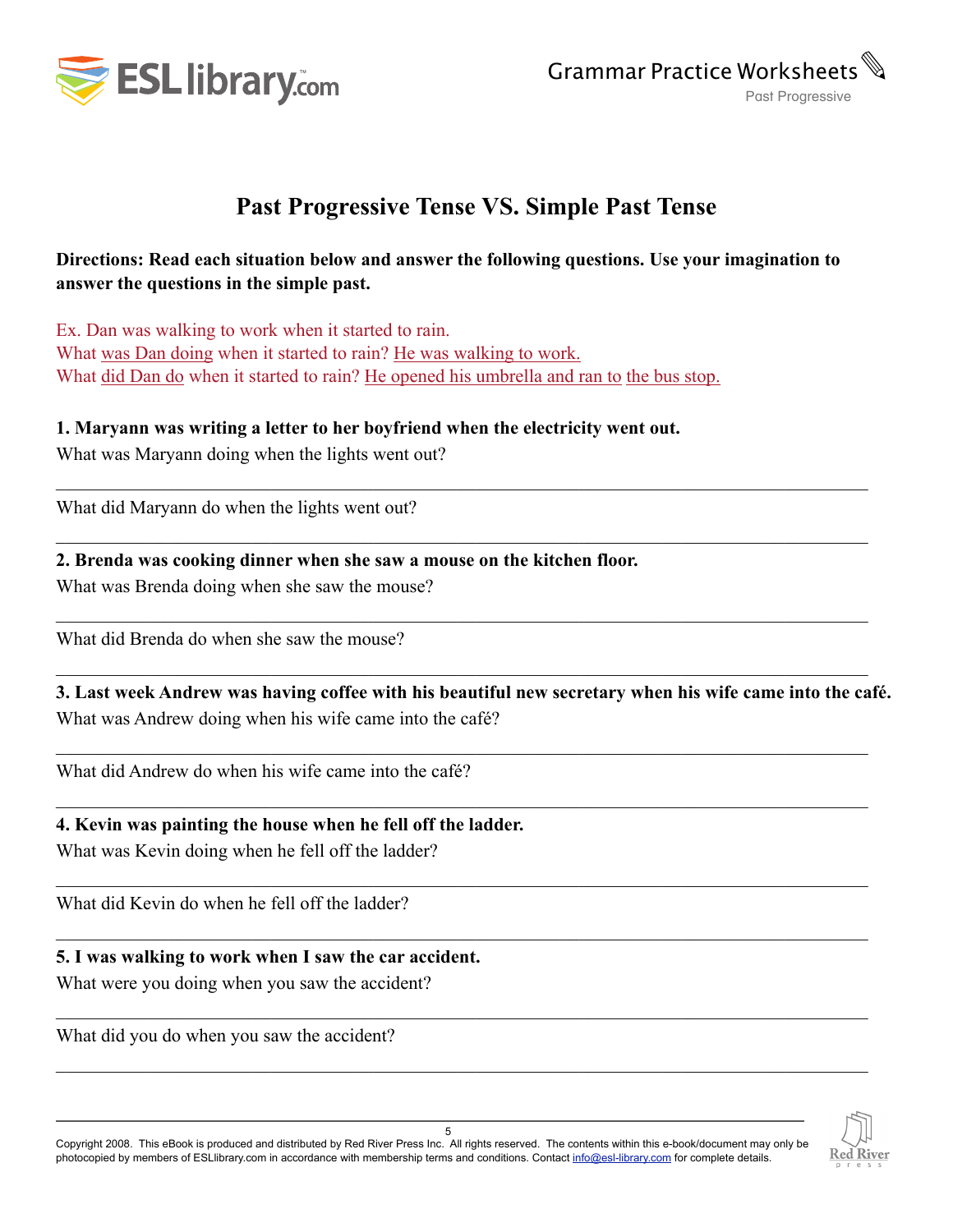# Past Progressive Tense VS. Simple Past Tense

**Directions: Read each situation below and answer the following questions. Use your imagination to answer the questions in the simple past.**

Ex. Dan was walking to work when it started to rain.
What was Dan doing when it started to rain? He was walking to work.
What did Dan do when it started to rain? He opened his umbrella and ran to the bus stop.

**1. Maryann was writing a letter to her boyfriend when the electricity went out.**

What was Maryann doing when the lights went out?

_______________________________________________

What did Maryann do when the lights went out?

_______________________________________________

**2. Brenda was cooking dinner when she saw a mouse on the kitchen floor.**

What was Brenda doing when she saw the mouse?

_______________________________________________

What did Brenda do when she saw the mouse?

_______________________________________________

**3. Last week Andrew was having coffee with his beautiful new secretary when his wife came into the café.**

What was Andrew doing when his wife came into the café?

_______________________________________________

What did Andrew do when his wife came into the café?

_______________________________________________

**4. Kevin was painting the house when he fell off the ladder.**

What was Kevin doing when he fell off the ladder?

_______________________________________________

What did Kevin do when he fell off the ladder?

_______________________________________________

**5. I was walking to work when I saw the car accident.**

What were you doing when you saw the accident?

_______________________________________________

What did you do when you saw the accident?

_______________________________________________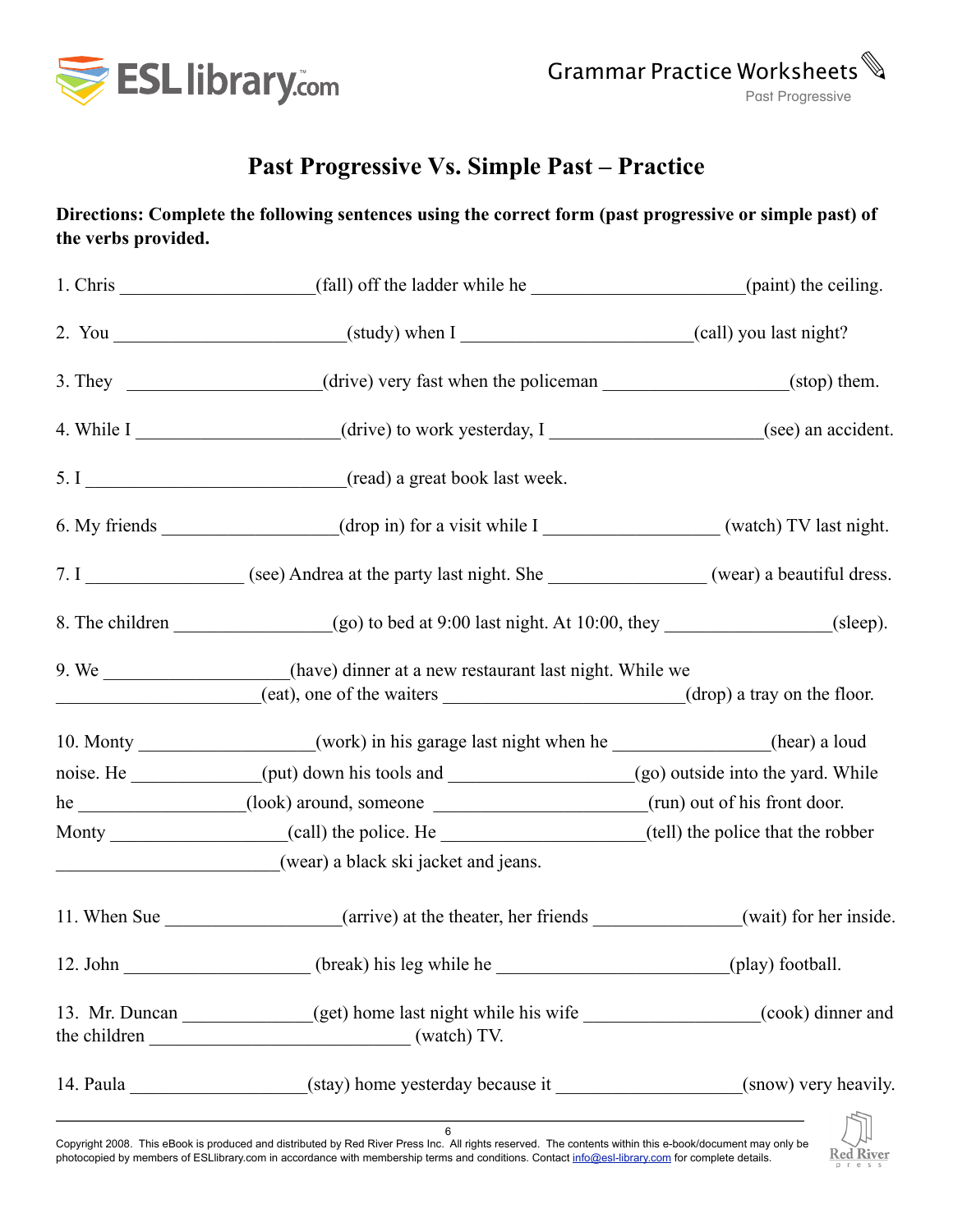# Past Progressive Vs. Simple Past – Practice

**Directions: Complete the following sentences using the correct form (past progressive or simple past) of the verbs provided.**

1. Chris ____________________(fall) off the ladder while he ______________________(paint) the ceiling.

2. You ________________________(study) when I _______________________(call) you last night?

3. They ____________________(drive) very fast when the policeman ___________________(stop) them.

4. While I _____________________(drive) to work yesterday, I ______________________(see) an accident.

5. I ___________________________(read) a great book last week.

6. My friends __________________(drop in) for a visit while I __________________ (watch) TV last night.

7. I ________________ (see) Andrea at the party last night. She ________________ (wear) a beautiful dress.

8. The children ________________(go) to bed at 9:00 last night. At 10:00, they _________________(sleep).

9. We ___________________(have) dinner at a new restaurant last night. While we _____________________(eat), one of the waiters _________________________(drop) a tray on the floor.

10. Monty __________________(work) in his garage last night when he ________________(hear) a loud noise. He _____________(put) down his tools and ___________________(go) outside into the yard. While he ________________(look) around, someone ______________________(run) out of his front door. Monty __________________(call) the police. He _____________________(tell) the police that the robber _______________________(wear) a black ski jacket and jeans.

11. When Sue __________________(arrive) at the theater, her friends _______________(wait) for her inside.

12. John ___________________ (break) his leg while he ________________________(play) football.

13. Mr. Duncan _____________(get) home last night while his wife __________________(cook) dinner and the children ___________________________ (watch) TV.

14. Paula __________________(stay) home yesterday because it ___________________(snow) very heavily.

Copyright 2008. This eBook is produced and distributed by Red River Press Inc. All rights reserved. The contents within this e-book/document may only be photocopied by members of ESLlibrary.com in accordance with membership terms and conditions. Contact info@esl-library.com for complete details.